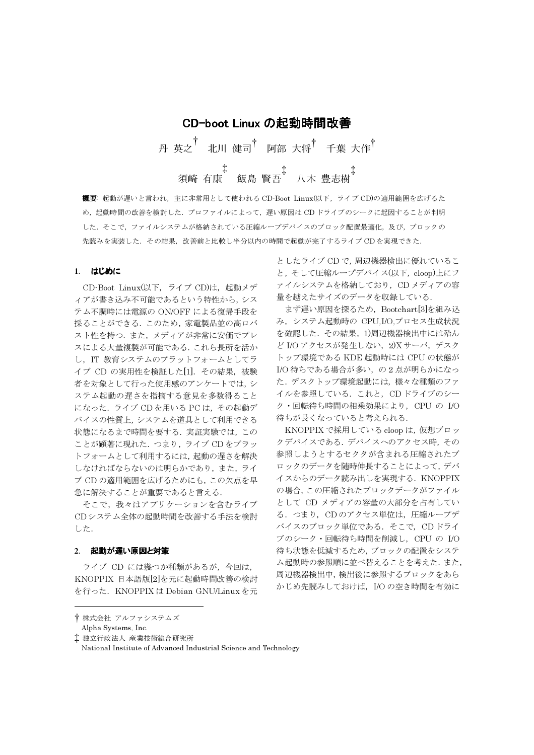# CD-boot Linux の起動時間改善

丹 英之† 北川 健司† 阿部 大将† 千葉 大作†

須崎 有康‡ 飯島 賢吾‡ 八木 豊志樹‡

**概要**: 起動が遅いと言われ，主に非常用として使われる CD-Boot Linux(以下，ライブ CD)の適用範囲を広げるため，起動時間の改善を検討した．プロファイルによって，遅い原因は CD ドライブのシークに起因することが判明した．そこで，ファイルシステムが格納されている圧縮ループデバイスのブロック配置最適化，及び，ブロックの先読みを実装した．その結果，改善前と比較し半分以内の時間で起動が完了するライブ CD を実現できた．

## 1. はじめに

CD-Boot Linux(以下，ライブ CD)は，起動メディアが書き込み不可能であるという特性から，システム不調時には電源の ON/OFF による復帰手段を採ることができる．このため，家電製品並の高ロバスト性を持つ．また，メディアが非常に安価でプレスによる大量複製が可能である．これら長所を活かし，IT 教育システムのプラットフォームとしてライブ CD の実用性を検証した[1]．その結果，被験者を対象として行った使用感のアンケートでは，システム起動の遅さを指摘する意見を多数得ることになった．ライブ CD を用いる PC は，その起動デバイスの性質上，システムを道具として利用できる状態になるまで時間を要する．実証実験では，このことが顕著に現れた．つまり，ライブ CD をプラットフォームとして利用するには，起動の遅さを解決しなければならないのは明らかであり，また，ライブ CD の適用範囲を広げるためにも，この欠点を早急に解決することが重要であると言える．

そこで，我々はアプリケーションを含むライブ CD システム全体の起動時間を改善する手法を検討した．

## 2. 起動が遅い原因と対策

ライブ CD には幾つか種類があるが，今回は，KNOPPIX 日本語版[2]を元に起動時間改善の検討を行った．KNOPPIX は Debian GNU/Linux を元としたライブ CD で，周辺機器検出に優れていること，そして圧縮ループデバイス(以下，cloop)上にファイルシステムを格納しており，CD メディアの容量を越えたサイズのデータを収録している．

まず遅い原因を探るため，Bootchart[3]を組み込み，システム起動時の CPU,I/O,プロセス生成状況を確認した．その結果，1)周辺機器検出中には殆んど I/O アクセスが発生しない，2)X サーバ，デスクトップ環境である KDE 起動時には CPU の状態が I/O 待ちである場合が多い，の 2 点が明らかになった．デスクトップ環境起動には，様々な種類のファイルを参照している．これと，CD ドライブのシーク・回転待ち時間の相乗効果により，CPU の I/O 待ちが長くなっていると考えられる．

KNOPPIX で採用している cloop は，仮想ブロックデバイスである．デバイスへのアクセス時，その参照しようとするセクタが含まれる圧縮されたブロックのデータを随時伸長することによって，デバイスからのデータ読み出しを実現する．KNOPPIX の場合，この圧縮されたブロックデータがファイルとして CD メディアの容量の大部分を占有している．つまり，CD のアクセス単位は，圧縮ループデバイスのブロック単位である．そこで，CD ドライブのシーク・回転待ち時間を削減し，CPU の I/O 待ち状態を低減するため，ブロックの配置をシステム起動時の参照順に並べ替えることを考えた．また，周辺機器検出中，検出後に参照するブロックをあらかじめ先読みしておけば，I/O の空き時間を有効に

---

† 株式会社 アルファシステムズ
Alpha Systems, Inc.

‡ 独立行政法人 産業技術総合研究所
National Institute of Advanced Industrial Science and Technology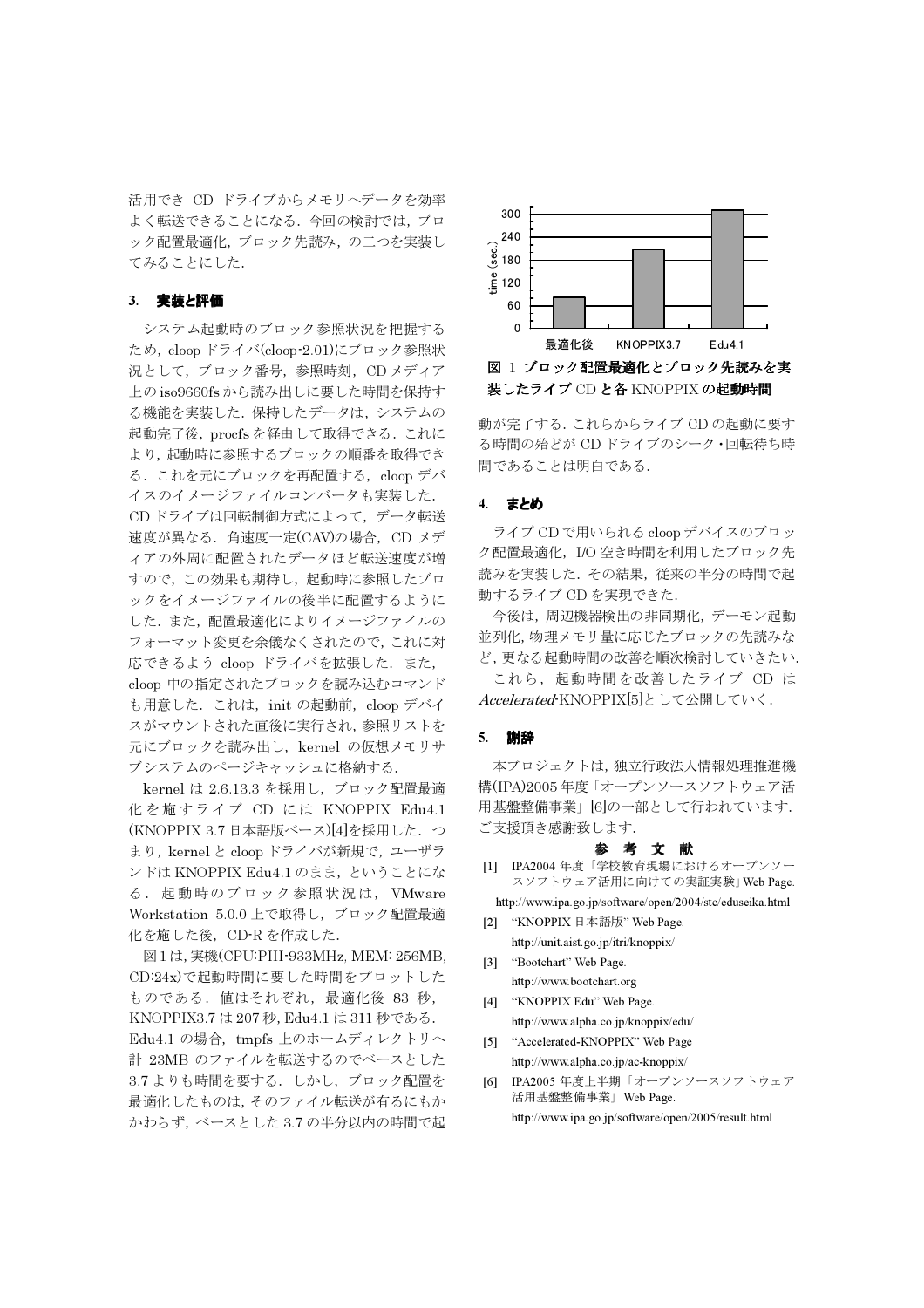活用でき CD ドライブからメモリへデータを効率よく転送できることになる．今回の検討では，ブロック配置最適化，ブロック先読み，の二つを実装してみることにした．

## 3. 実装と評価

システム起動時のブロック参照状況を把握するため，cloop ドライバ(cloop-2.01)にブロック参照状況として，ブロック番号，参照時刻，CD メディア上の iso9660fs から読み出しに要した時間を保持する機能を実装した．保持したデータは，システムの起動完了後，procfs を経由して取得できる．これにより，起動時に参照するブロックの順番を取得できる．これを元にブロックを再配置する，cloop デバイスのイメージファイルコンバータも実装した．CD ドライブは回転制御方式によって，データ転送速度が異なる．角速度一定(CAV)の場合，CD メディアの外周に配置されたデータほど転送速度が増すので，この効果も期待し，起動時に参照したブロックをイメージファイルの後半に配置するようにした．また，配置最適化によりイメージファイルのフォーマット変更を余儀なくされたので，これに対応できるよう cloop ドライバを拡張した．また，cloop 中の指定されたブロックを読み込むコマンドも用意した．これは，init の起動前，cloop デバイスがマウントされた直後に実行され，参照リストを元にブロックを読み出し，kernel の仮想メモリサブシステムのページキャッシュに格納する．

kernel は 2.6.13.3 を採用し，ブロック配置最適化を施すライブ CD には KNOPPIX Edu4.1 (KNOPPIX 3.7 日本語版ベース)[4]を採用した．つまり，kernel と cloop ドライバが新規で，ユーザランドは KNOPPIX Edu4.1 のまま，ということになる．起動時のブロック参照状況は，VMware Workstation 5.0.0 上で取得し，ブロック配置最適化を施した後，CD-R を作成した．

図 1 は，実機(CPU:PIII-933MHz, MEM: 256MB, CD:24x)で起動時間に要した時間をプロットしたものである．値はそれぞれ，最適化後 83 秒，KNOPPIX3.7 は 207 秒，Edu4.1 は 311 秒である．Edu4.1 の場合，tmpfs 上のホームディレクトリへ計 23MB のファイルを転送するのでベースとした 3.7 よりも時間を要する．しかし，ブロック配置を最適化したものは，そのファイル転送が有るにもかかわらず，ベースとした 3.7 の半分以内の時間で起動が完了する．これらからライブ CD の起動に要する時間の殆どが CD ドライブのシーク・回転待ち時間であることは明白である．

time (sec.)
300
240
180
120
60
0
最適化後 KNOPPIX3.7 Edu4.1

**図 1 ブロック配置最適化とブロック先読みを実装したライブ CD と各 KNOPPIX の起動時間**

## 4. まとめ

ライブ CD で用いられる cloop デバイスのブロック配置最適化，I/O 空き時間を利用したブロック先読みを実装した．その結果，従来の半分の時間で起動するライブ CD を実現できた．

今後は，周辺機器検出の非同期化，デーモン起動並列化，物理メモリ量に応じたブロックの先読みなど，更なる起動時間の改善を順次検討していきたい．

これら，起動時間を改善したライブ CD は *Accelerated*-KNOPPIX[5]として公開していく．

## 5. 謝辞

本プロジェクトは，独立行政法人情報処理推進機構(IPA)2005 年度「オープンソースソフトウェア活用基盤整備事業」[6]の一部として行われています．ご支援頂き感謝致します．

## 参考文献

[1] IPA2004 年度「学校教育現場におけるオープンソースソフトウェア活用に向けての実証実験」Web Page. http://www.ipa.go.jp/software/open/2004/stc/eduseika.html

[2] “KNOPPIX 日本語版” Web Page. http://unit.aist.go.jp/itri/knoppix/

[3] “Bootchart” Web Page. http://www.bootchart.org

[4] “KNOPPIX Edu” Web Page. http://www.alpha.co.jp/knoppix/edu/

[5] “Accelerated-KNOPPIX” Web Page http://www.alpha.co.jp/ac-knoppix/

[6] IPA2005 年度上半期「オープンソースソフトウェア活用基盤整備事業」 Web Page. http://www.ipa.go.jp/software/open/2005/result.html